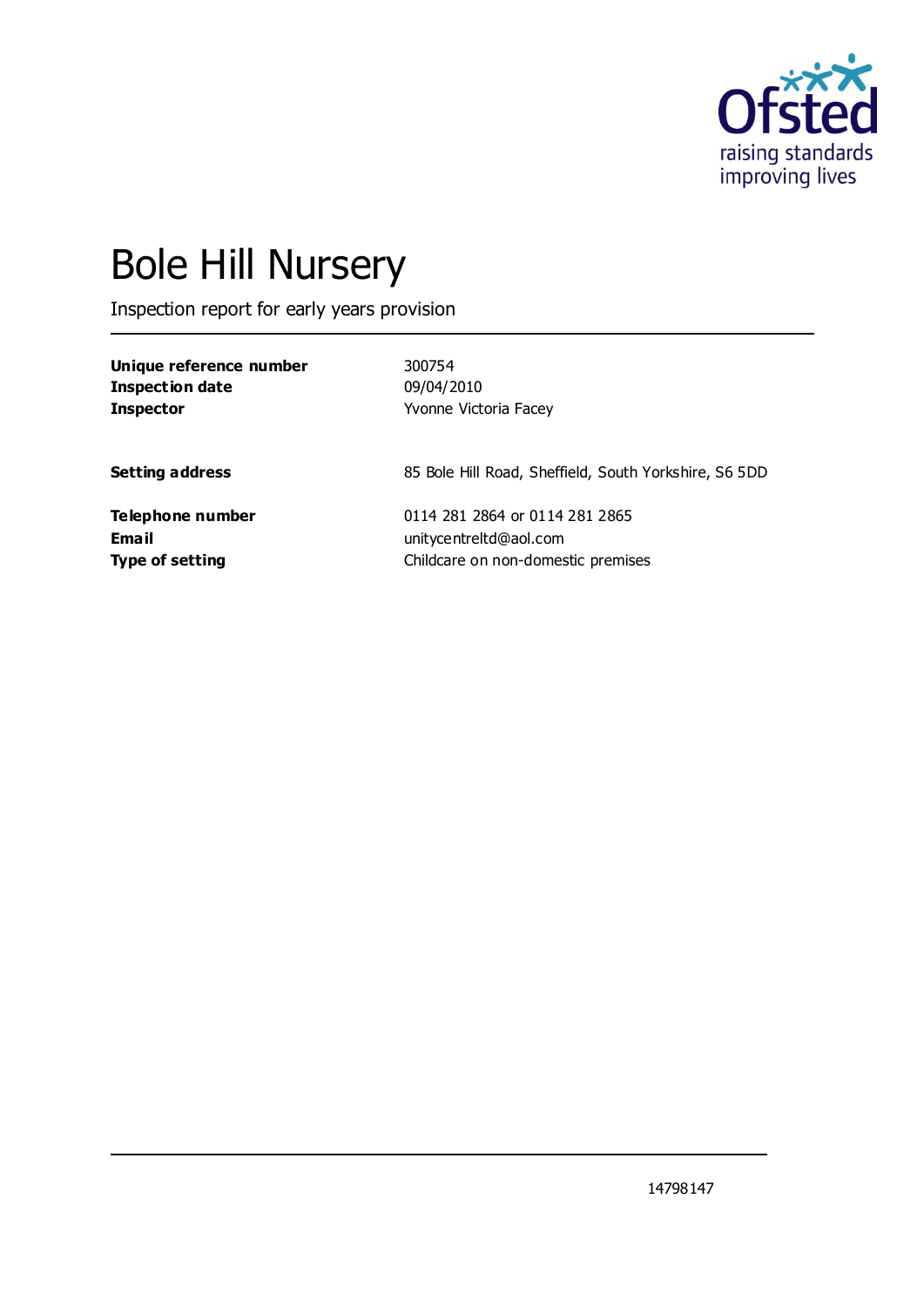# Bole Hill Nursery

Inspection report for early years provision

| | |
|---|---|
| **Unique reference number** | 300754 |
| **Inspection date** | 09/04/2010 |
| **Inspector** | Yvonne Victoria Facey |
| | |
| **Setting address** | 85 Bole Hill Road, Sheffield, South Yorkshire, S6 5DD |
| | |
| **Telephone number** | 0114 281 2864 or 0114 281 2865 |
| **Email** | unitycentreltd@aol.com |
| **Type of setting** | Childcare on non-domestic premises |

14798147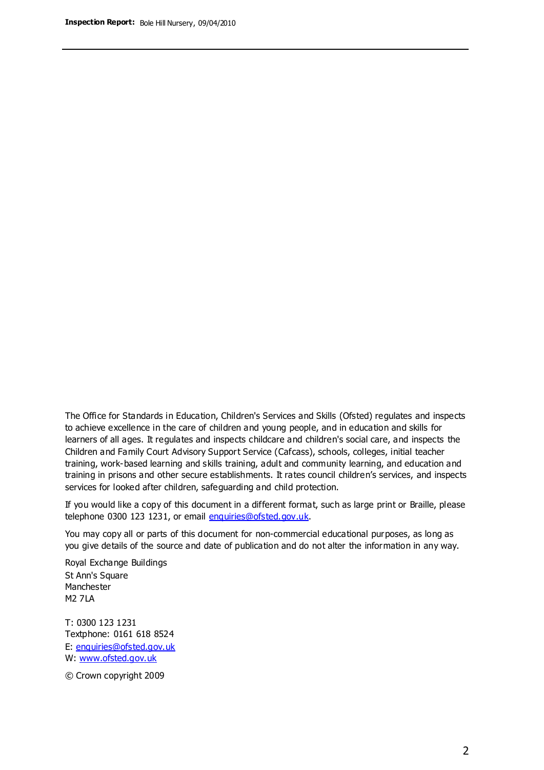The Office for Standards in Education, Children's Services and Skills (Ofsted) regulates and inspects to achieve excellence in the care of children and young people, and in education and skills for learners of all ages. It regulates and inspects childcare and children's social care, and inspects the Children and Family Court Advisory Support Service (Cafcass), schools, colleges, initial teacher training, work-based learning and skills training, adult and community learning, and education and training in prisons and other secure establishments. It rates council children's services, and inspects services for looked after children, safeguarding and child protection.

If you would like a copy of this document in a different format, such as large print or Braille, please telephone 0300 123 1231, or email enquiries@ofsted.gov.uk.

You may copy all or parts of this document for non-commercial educational purposes, as long as you give details of the source and date of publication and do not alter the information in any way.

Royal Exchange Buildings
St Ann's Square
Manchester
M2 7LA

T: 0300 123 1231
Textphone: 0161 618 8524
E: enquiries@ofsted.gov.uk
W: www.ofsted.gov.uk

© Crown copyright 2009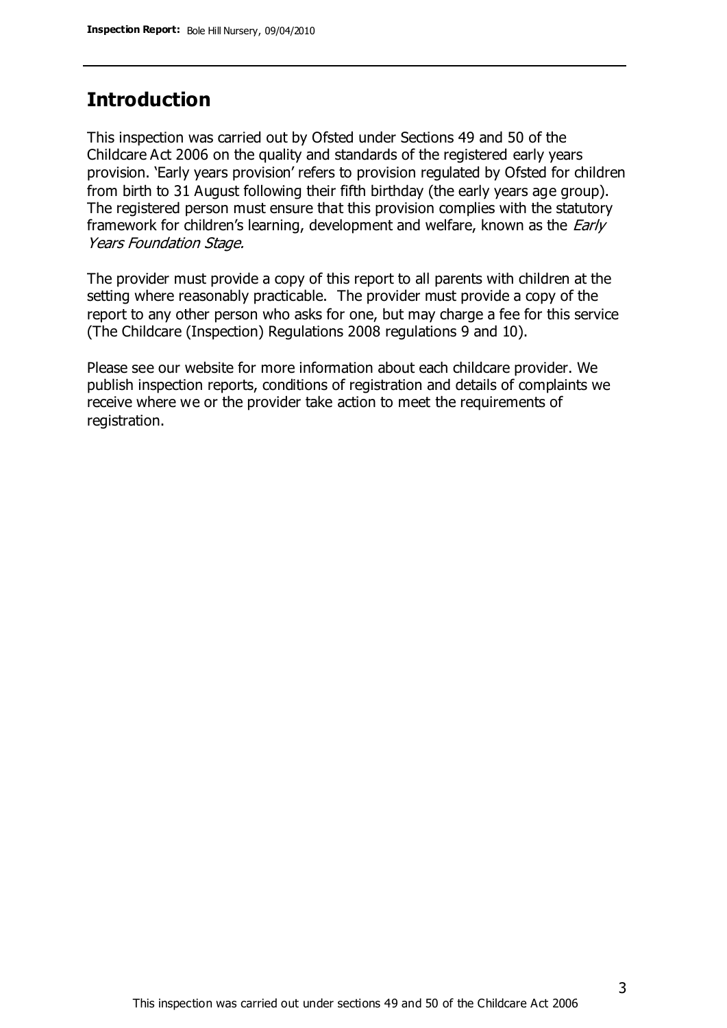## Introduction

This inspection was carried out by Ofsted under Sections 49 and 50 of the Childcare Act 2006 on the quality and standards of the registered early years provision. 'Early years provision' refers to provision regulated by Ofsted for children from birth to 31 August following their fifth birthday (the early years age group). The registered person must ensure that this provision complies with the statutory framework for children's learning, development and welfare, known as the *Early Years Foundation Stage.*

The provider must provide a copy of this report to all parents with children at the setting where reasonably practicable. The provider must provide a copy of the report to any other person who asks for one, but may charge a fee for this service (The Childcare (Inspection) Regulations 2008 regulations 9 and 10).

Please see our website for more information about each childcare provider. We publish inspection reports, conditions of registration and details of complaints we receive where we or the provider take action to meet the requirements of registration.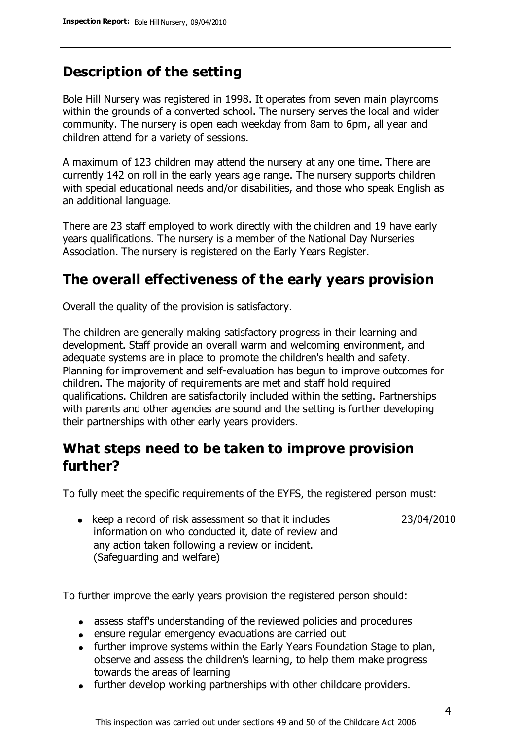## Description of the setting

Bole Hill Nursery was registered in 1998. It operates from seven main playrooms within the grounds of a converted school. The nursery serves the local and wider community. The nursery is open each weekday from 8am to 6pm, all year and children attend for a variety of sessions.

A maximum of 123 children may attend the nursery at any one time. There are currently 142 on roll in the early years age range. The nursery supports children with special educational needs and/or disabilities, and those who speak English as an additional language.

There are 23 staff employed to work directly with the children and 19 have early years qualifications. The nursery is a member of the National Day Nurseries Association. The nursery is registered on the Early Years Register.

## The overall effectiveness of the early years provision

Overall the quality of the provision is satisfactory.

The children are generally making satisfactory progress in their learning and development. Staff provide an overall warm and welcoming environment, and adequate systems are in place to promote the children's health and safety. Planning for improvement and self-evaluation has begun to improve outcomes for children. The majority of requirements are met and staff hold required qualifications. Children are satisfactorily included within the setting. Partnerships with parents and other agencies are sound and the setting is further developing their partnerships with other early years providers.

## What steps need to be taken to improve provision further?

To fully meet the specific requirements of the EYFS, the registered person must:

| | |
|---|---|
| • keep a record of risk assessment so that it includes information on who conducted it, date of review and any action taken following a review or incident. (Safeguarding and welfare) | 23/04/2010 |

To further improve the early years provision the registered person should:

- assess staff's understanding of the reviewed policies and procedures
- ensure regular emergency evacuations are carried out
- further improve systems within the Early Years Foundation Stage to plan, observe and assess the children's learning, to help them make progress towards the areas of learning
- further develop working partnerships with other childcare providers.

This inspection was carried out under sections 49 and 50 of the Childcare Act 2006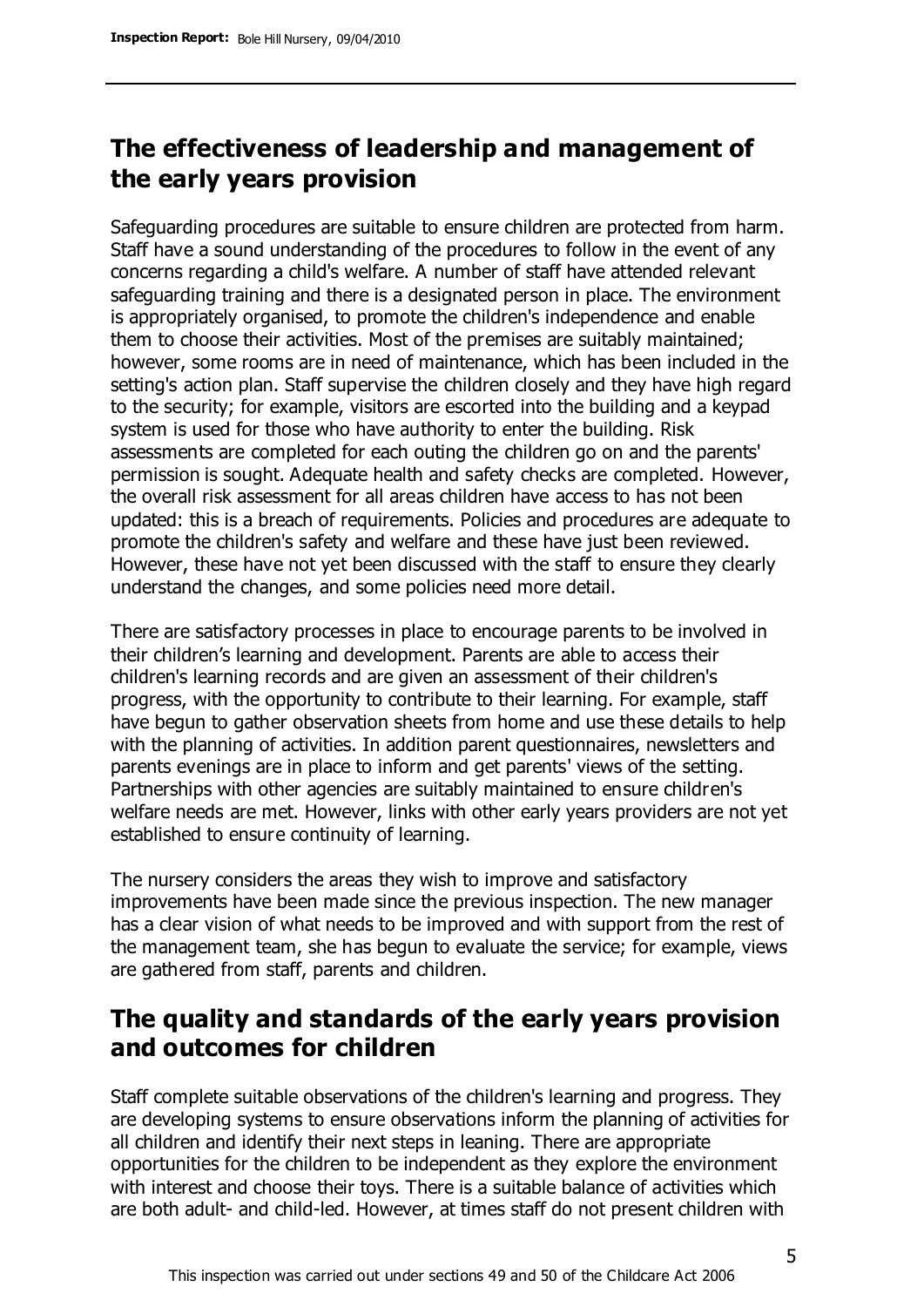## The effectiveness of leadership and management of the early years provision

Safeguarding procedures are suitable to ensure children are protected from harm. Staff have a sound understanding of the procedures to follow in the event of any concerns regarding a child's welfare. A number of staff have attended relevant safeguarding training and there is a designated person in place. The environment is appropriately organised, to promote the children's independence and enable them to choose their activities. Most of the premises are suitably maintained; however, some rooms are in need of maintenance, which has been included in the setting's action plan. Staff supervise the children closely and they have high regard to the security; for example, visitors are escorted into the building and a keypad system is used for those who have authority to enter the building. Risk assessments are completed for each outing the children go on and the parents' permission is sought. Adequate health and safety checks are completed. However, the overall risk assessment for all areas children have access to has not been updated: this is a breach of requirements. Policies and procedures are adequate to promote the children's safety and welfare and these have just been reviewed. However, these have not yet been discussed with the staff to ensure they clearly understand the changes, and some policies need more detail.

There are satisfactory processes in place to encourage parents to be involved in their children's learning and development. Parents are able to access their children's learning records and are given an assessment of their children's progress, with the opportunity to contribute to their learning. For example, staff have begun to gather observation sheets from home and use these details to help with the planning of activities. In addition parent questionnaires, newsletters and parents evenings are in place to inform and get parents' views of the setting. Partnerships with other agencies are suitably maintained to ensure children's welfare needs are met. However, links with other early years providers are not yet established to ensure continuity of learning.

The nursery considers the areas they wish to improve and satisfactory improvements have been made since the previous inspection. The new manager has a clear vision of what needs to be improved and with support from the rest of the management team, she has begun to evaluate the service; for example, views are gathered from staff, parents and children.

## The quality and standards of the early years provision and outcomes for children

Staff complete suitable observations of the children's learning and progress. They are developing systems to ensure observations inform the planning of activities for all children and identify their next steps in leaning. There are appropriate opportunities for the children to be independent as they explore the environment with interest and choose their toys. There is a suitable balance of activities which are both adult- and child-led. However, at times staff do not present children with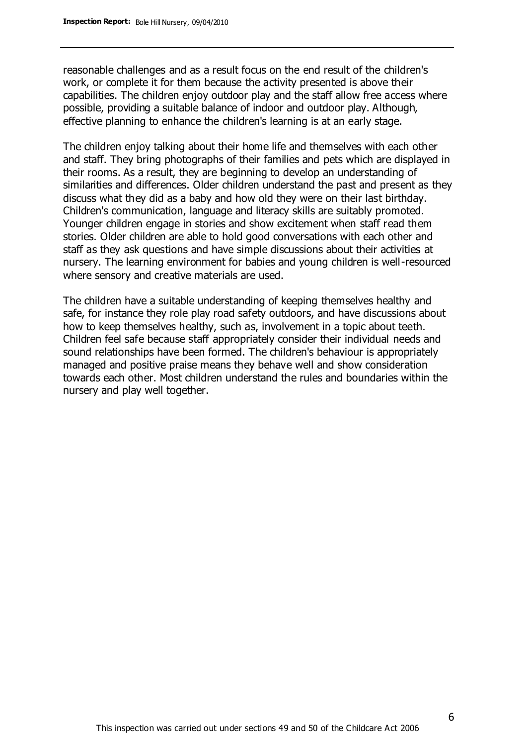reasonable challenges and as a result focus on the end result of the children's work, or complete it for them because the activity presented is above their capabilities. The children enjoy outdoor play and the staff allow free access where possible, providing a suitable balance of indoor and outdoor play. Although, effective planning to enhance the children's learning is at an early stage.

The children enjoy talking about their home life and themselves with each other and staff. They bring photographs of their families and pets which are displayed in their rooms. As a result, they are beginning to develop an understanding of similarities and differences. Older children understand the past and present as they discuss what they did as a baby and how old they were on their last birthday. Children's communication, language and literacy skills are suitably promoted. Younger children engage in stories and show excitement when staff read them stories. Older children are able to hold good conversations with each other and staff as they ask questions and have simple discussions about their activities at nursery. The learning environment for babies and young children is well-resourced where sensory and creative materials are used.

The children have a suitable understanding of keeping themselves healthy and safe, for instance they role play road safety outdoors, and have discussions about how to keep themselves healthy, such as, involvement in a topic about teeth. Children feel safe because staff appropriately consider their individual needs and sound relationships have been formed. The children's behaviour is appropriately managed and positive praise means they behave well and show consideration towards each other. Most children understand the rules and boundaries within the nursery and play well together.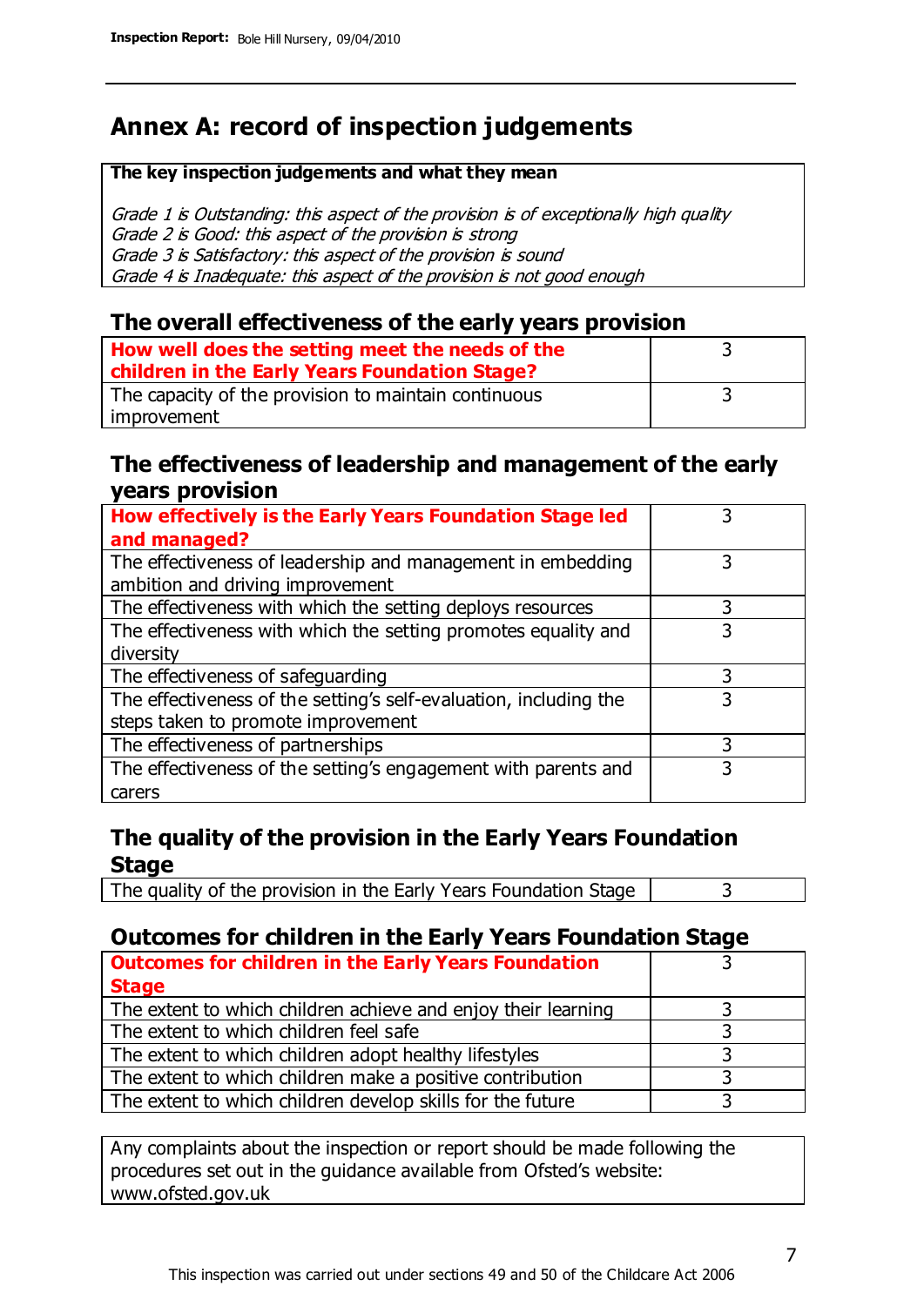# Annex A: record of inspection judgements

**The key inspection judgements and what they mean**

*Grade 1 is Outstanding: this aspect of the provision is of exceptionally high quality*
*Grade 2 is Good: this aspect of the provision is strong*
*Grade 3 is Satisfactory: this aspect of the provision is sound*
*Grade 4 is Inadequate: this aspect of the provision is not good enough*

## The overall effectiveness of the early years provision

| | |
|---|---|
| **How well does the setting meet the needs of the children in the Early Years Foundation Stage?** | 3 |
| The capacity of the provision to maintain continuous improvement | 3 |

## The effectiveness of leadership and management of the early years provision

| | |
|---|---|
| **How effectively is the Early Years Foundation Stage led and managed?** | 3 |
| The effectiveness of leadership and management in embedding ambition and driving improvement | 3 |
| The effectiveness with which the setting deploys resources | 3 |
| The effectiveness with which the setting promotes equality and diversity | 3 |
| The effectiveness of safeguarding | 3 |
| The effectiveness of the setting's self-evaluation, including the steps taken to promote improvement | 3 |
| The effectiveness of partnerships | 3 |
| The effectiveness of the setting's engagement with parents and carers | 3 |

## The quality of the provision in the Early Years Foundation Stage

| | |
|---|---|
| The quality of the provision in the Early Years Foundation Stage | 3 |

## Outcomes for children in the Early Years Foundation Stage

| | |
|---|---|
| **Outcomes for children in the Early Years Foundation Stage** | 3 |
| The extent to which children achieve and enjoy their learning | 3 |
| The extent to which children feel safe | 3 |
| The extent to which children adopt healthy lifestyles | 3 |
| The extent to which children make a positive contribution | 3 |
| The extent to which children develop skills for the future | 3 |

Any complaints about the inspection or report should be made following the procedures set out in the guidance available from Ofsted's website: www.ofsted.gov.uk